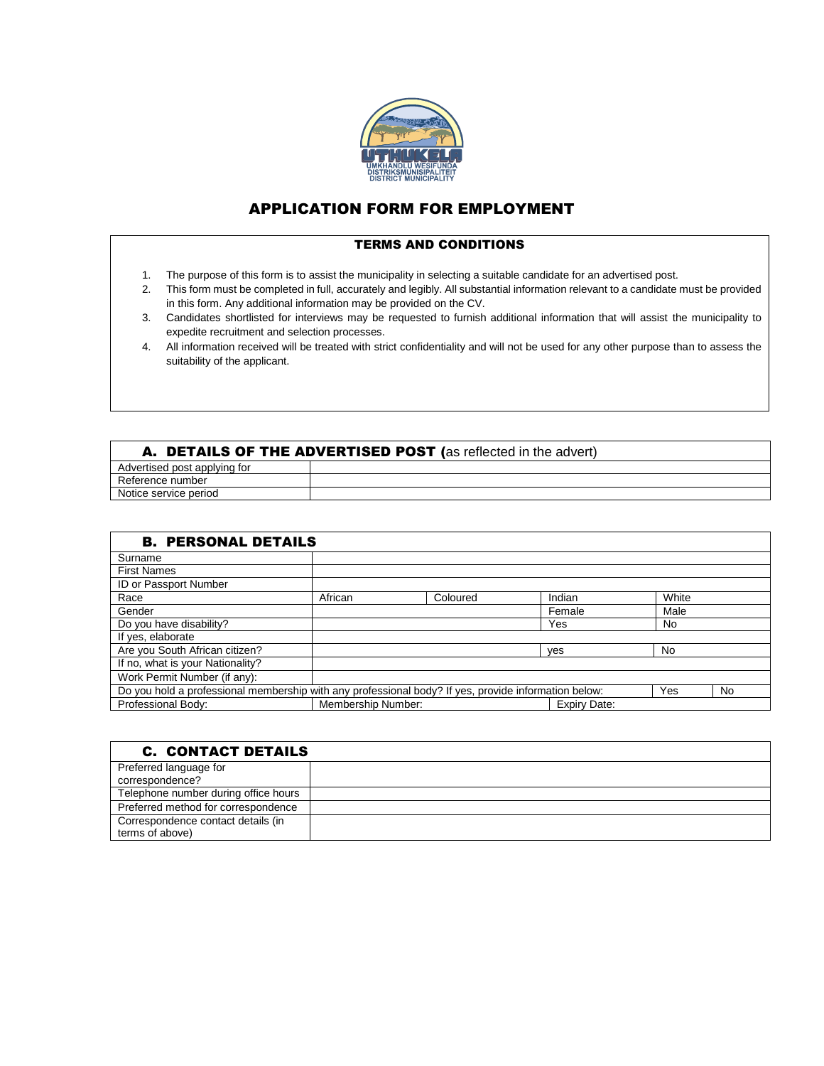UTHUKELA
UMKHANDLU WESIFUNDA
DISTRIKSMUNISIPALITEIT
DISTRICT MUNICIPALITY

# APPLICATION FORM FOR EMPLOYMENT

## TERMS AND CONDITIONS

1. The purpose of this form is to assist the municipality in selecting a suitable candidate for an advertised post.
2. This form must be completed in full, accurately and legibly. All substantial information relevant to a candidate must be provided in this form. Any additional information may be provided on the CV.
3. Candidates shortlisted for interviews may be requested to furnish additional information that will assist the municipality to expedite recruitment and selection processes.
4. All information received will be treated with strict confidentiality and will not be used for any other purpose than to assess the suitability of the applicant.

## A. DETAILS OF THE ADVERTISED POST (as reflected in the advert)

| | |
|---|---|
| Advertised post applying for | |
| Reference number | |
| Notice service period | |

## B. PERSONAL DETAILS

| | | | | | |
|---|---|---|---|---|---|
| Surname | | | | | |
| First Names | | | | | |
| ID or Passport Number | | | | | |
| Race | African | Coloured | Indian | White | |
| Gender | | | Female | Male | |
| Do you have disability? | | | Yes | No | |
| If yes, elaborate | | | | | |
| Are you South African citizen? | | | yes | No | |
| If no, what is your Nationality? | | | | | |
| Work Permit Number (if any): | | | | | |
| Do you hold a professional membership with any professional body? If yes, provide information below: | | | | Yes | No |
| Professional Body: | Membership Number: | | Expiry Date: | | |

## C. CONTACT DETAILS

| | |
|---|---|
| Preferred language for correspondence? | |
| Telephone number during office hours | |
| Preferred method for correspondence | |
| Correspondence contact details (in terms of above) | |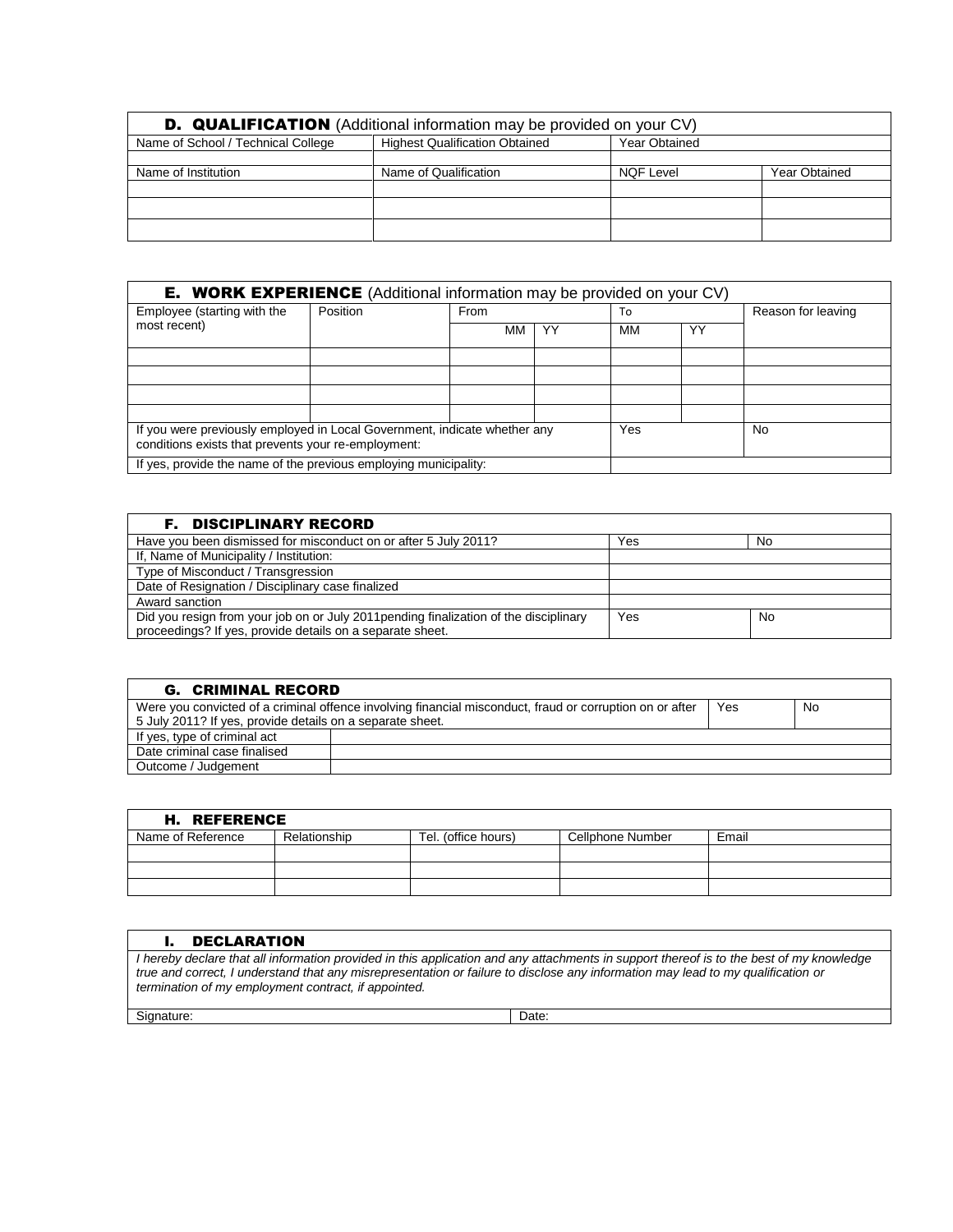## D. QUALIFICATION (Additional information may be provided on your CV)

| Name of School / Technical College | Highest Qualification Obtained | Year Obtained | |
|---|---|---|---|
| | | | |
| Name of Institution | Name of Qualification | NQF Level | Year Obtained |
| | | | |
| | | | |
| | | | |

## E. WORK EXPERIENCE (Additional information may be provided on your CV)

| Employee (starting with the most recent) | Position | From | | To | | Reason for leaving |
|---|---|---|---|---|---|---|
| | | MM | YY | MM | YY | |
| | | | | | | |
| | | | | | | |
| | | | | | | |
| | | | | | | |
| If you were previously employed in Local Government, indicate whether any conditions exists that prevents your re-employment: | | | | Yes | | No |
| If yes, provide the name of the previous employing municipality: | | | | | | |

## F. DISCIPLINARY RECORD

| | | |
|---|---|---|
| Have you been dismissed for misconduct on or after 5 July 2011? | Yes | No |
| If, Name of Municipality / Institution: | | |
| Type of Misconduct / Transgression | | |
| Date of Resignation / Disciplinary case finalized | | |
| Award sanction | | |
| Did you resign from your job on or July 2011pending finalization of the disciplinary proceedings? If yes, provide details on a separate sheet. | Yes | No |

## G. CRIMINAL RECORD

| | | |
|---|---|---|
| Were you convicted of a criminal offence involving financial misconduct, fraud or corruption on or after 5 July 2011? If yes, provide details on a separate sheet. | Yes | No |
| If yes, type of criminal act | | |
| Date criminal case finalised | | |
| Outcome / Judgement | | |

## H. REFERENCE

| Name of Reference | Relationship | Tel. (office hours) | Cellphone Number | Email |
|---|---|---|---|---|
| | | | | |
| | | | | |
| | | | | |

## I. DECLARATION

*I hereby declare that all information provided in this application and any attachments in support thereof is to the best of my knowledge true and correct, I understand that any misrepresentation or failure to disclose any information may lead to my qualification or termination of my employment contract, if appointed.*

| Signature: | Date: |
|---|---|